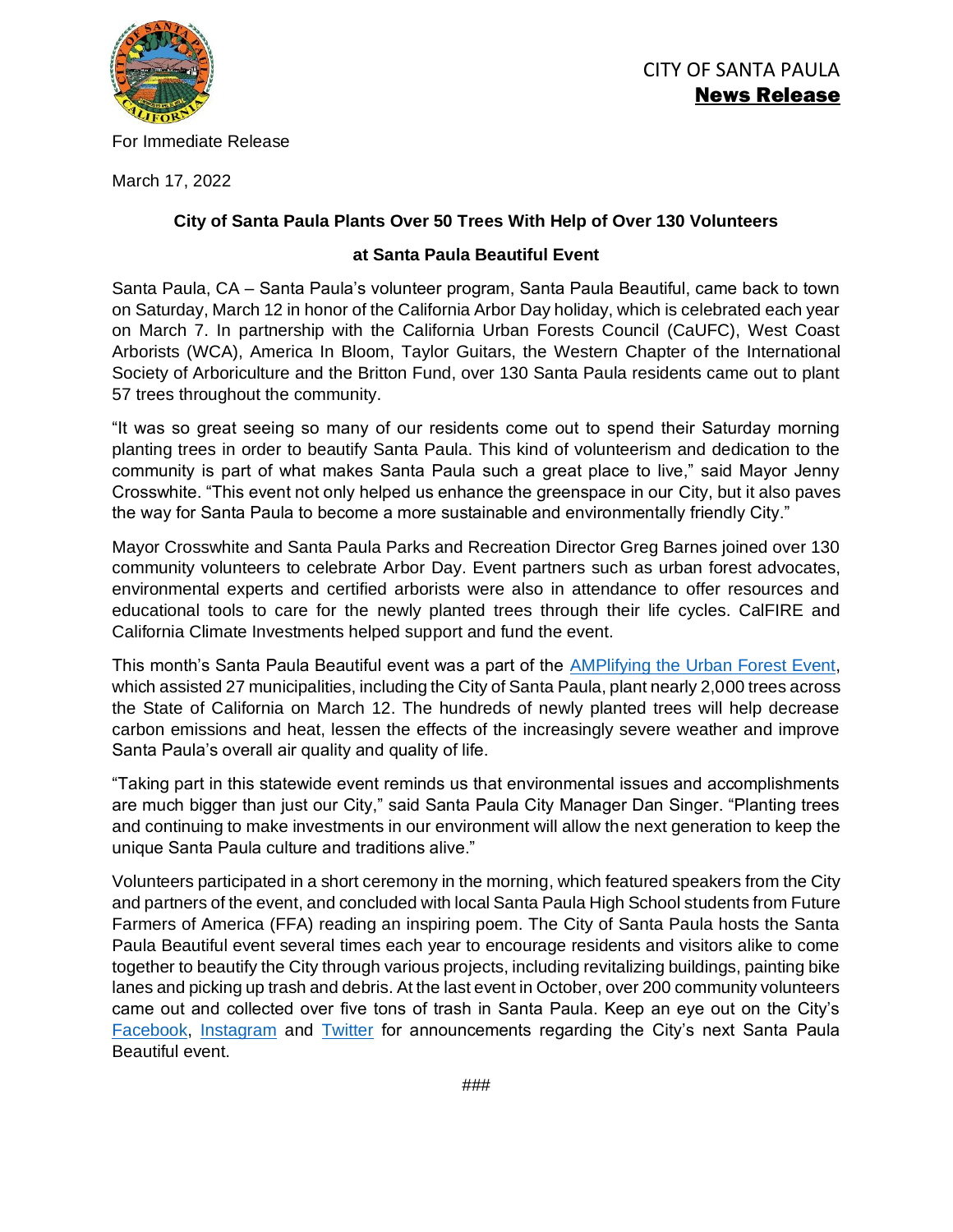CITY OF SANTA PAULA
**News Release**

For Immediate Release

March 17, 2022

## City of Santa Paula Plants Over 50 Trees With Help of Over 130 Volunteers at Santa Paula Beautiful Event

Santa Paula, CA – Santa Paula's volunteer program, Santa Paula Beautiful, came back to town on Saturday, March 12 in honor of the California Arbor Day holiday, which is celebrated each year on March 7. In partnership with the California Urban Forests Council (CaUFC), West Coast Arborists (WCA), America In Bloom, Taylor Guitars, the Western Chapter of the International Society of Arboriculture and the Britton Fund, over 130 Santa Paula residents came out to plant 57 trees throughout the community.

"It was so great seeing so many of our residents come out to spend their Saturday morning planting trees in order to beautify Santa Paula. This kind of volunteerism and dedication to the community is part of what makes Santa Paula such a great place to live," said Mayor Jenny Crosswhite. "This event not only helped us enhance the greenspace in our City, but it also paves the way for Santa Paula to become a more sustainable and environmentally friendly City."

Mayor Crosswhite and Santa Paula Parks and Recreation Director Greg Barnes joined over 130 community volunteers to celebrate Arbor Day. Event partners such as urban forest advocates, environmental experts and certified arborists were also in attendance to offer resources and educational tools to care for the newly planted trees through their life cycles. CalFIRE and California Climate Investments helped support and fund the event.

This month's Santa Paula Beautiful event was a part of the AMPlifying the Urban Forest Event, which assisted 27 municipalities, including the City of Santa Paula, plant nearly 2,000 trees across the State of California on March 12. The hundreds of newly planted trees will help decrease carbon emissions and heat, lessen the effects of the increasingly severe weather and improve Santa Paula's overall air quality and quality of life.

"Taking part in this statewide event reminds us that environmental issues and accomplishments are much bigger than just our City," said Santa Paula City Manager Dan Singer. "Planting trees and continuing to make investments in our environment will allow the next generation to keep the unique Santa Paula culture and traditions alive."

Volunteers participated in a short ceremony in the morning, which featured speakers from the City and partners of the event, and concluded with local Santa Paula High School students from Future Farmers of America (FFA) reading an inspiring poem. The City of Santa Paula hosts the Santa Paula Beautiful event several times each year to encourage residents and visitors alike to come together to beautify the City through various projects, including revitalizing buildings, painting bike lanes and picking up trash and debris. At the last event in October, over 200 community volunteers came out and collected over five tons of trash in Santa Paula. Keep an eye out on the City's Facebook, Instagram and Twitter for announcements regarding the City's next Santa Paula Beautiful event.

###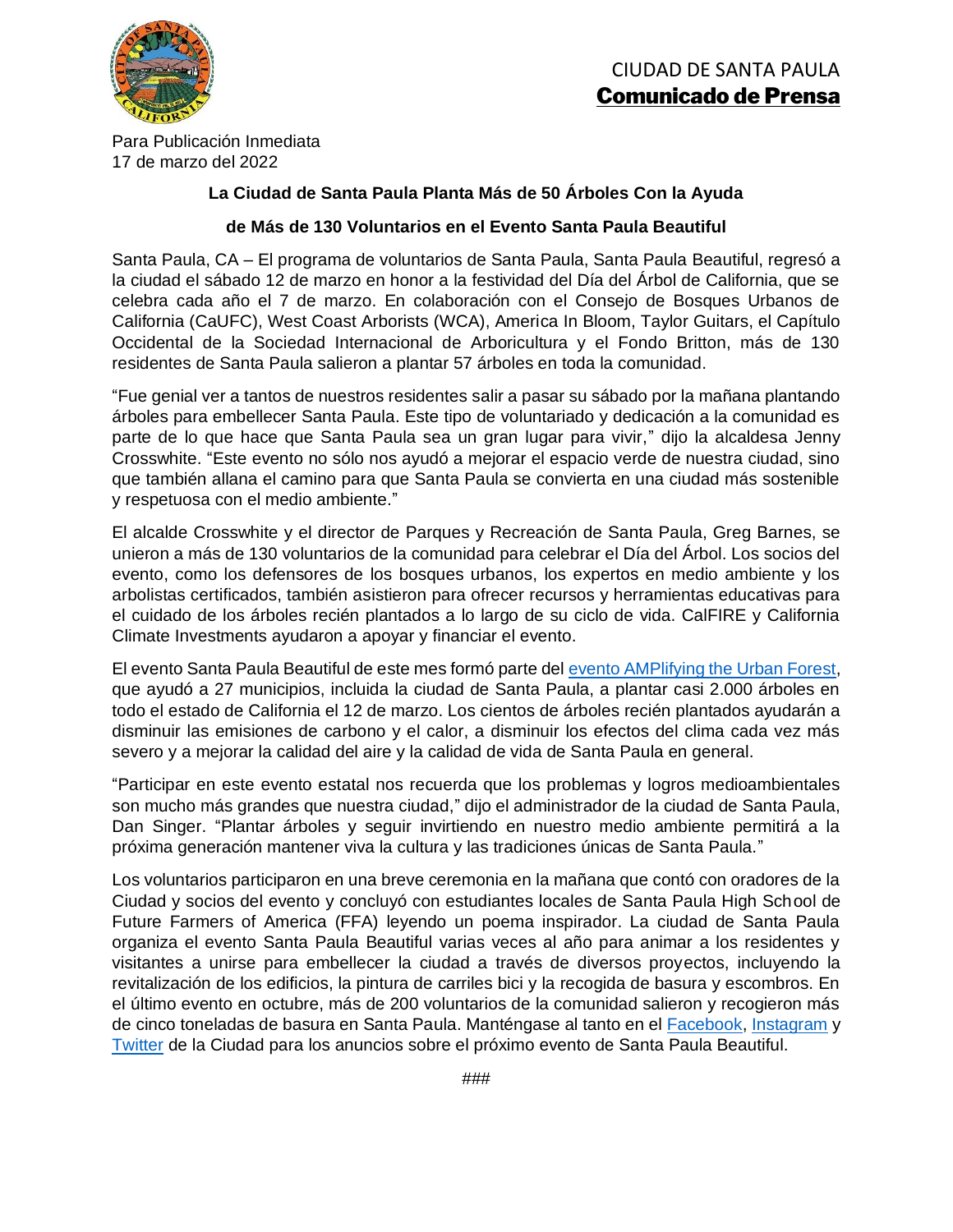CIUDAD DE SANTA PAULA
**Comunicado de Prensa**

Para Publicación Inmediata
17 de marzo del 2022

**La Ciudad de Santa Paula Planta Más de 50 Árboles Con la Ayuda de Más de 130 Voluntarios en el Evento Santa Paula Beautiful**

Santa Paula, CA – El programa de voluntarios de Santa Paula, Santa Paula Beautiful, regresó a la ciudad el sábado 12 de marzo en honor a la festividad del Día del Árbol de California, que se celebra cada año el 7 de marzo. En colaboración con el Consejo de Bosques Urbanos de California (CaUFC), West Coast Arborists (WCA), America In Bloom, Taylor Guitars, el Capítulo Occidental de la Sociedad Internacional de Arboricultura y el Fondo Britton, más de 130 residentes de Santa Paula salieron a plantar 57 árboles en toda la comunidad.

"Fue genial ver a tantos de nuestros residentes salir a pasar su sábado por la mañana plantando árboles para embellecer Santa Paula. Este tipo de voluntariado y dedicación a la comunidad es parte de lo que hace que Santa Paula sea un gran lugar para vivir," dijo la alcaldesa Jenny Crosswhite. "Este evento no sólo nos ayudó a mejorar el espacio verde de nuestra ciudad, sino que también allana el camino para que Santa Paula se convierta en una ciudad más sostenible y respetuosa con el medio ambiente."

El alcalde Crosswhite y el director de Parques y Recreación de Santa Paula, Greg Barnes, se unieron a más de 130 voluntarios de la comunidad para celebrar el Día del Árbol. Los socios del evento, como los defensores de los bosques urbanos, los expertos en medio ambiente y los arbolistas certificados, también asistieron para ofrecer recursos y herramientas educativas para el cuidado de los árboles recién plantados a lo largo de su ciclo de vida. CalFIRE y California Climate Investments ayudaron a apoyar y financiar el evento.

El evento Santa Paula Beautiful de este mes formó parte del evento AMPlifying the Urban Forest, que ayudó a 27 municipios, incluida la ciudad de Santa Paula, a plantar casi 2.000 árboles en todo el estado de California el 12 de marzo. Los cientos de árboles recién plantados ayudarán a disminuir las emisiones de carbono y el calor, a disminuir los efectos del clima cada vez más severo y a mejorar la calidad del aire y la calidad de vida de Santa Paula en general.

"Participar en este evento estatal nos recuerda que los problemas y logros medioambientales son mucho más grandes que nuestra ciudad," dijo el administrador de la ciudad de Santa Paula, Dan Singer. "Plantar árboles y seguir invirtiendo en nuestro medio ambiente permitirá a la próxima generación mantener viva la cultura y las tradiciones únicas de Santa Paula."

Los voluntarios participaron en una breve ceremonia en la mañana que contó con oradores de la Ciudad y socios del evento y concluyó con estudiantes locales de Santa Paula High School de Future Farmers of America (FFA) leyendo un poema inspirador. La ciudad de Santa Paula organiza el evento Santa Paula Beautiful varias veces al año para animar a los residentes y visitantes a unirse para embellecer la ciudad a través de diversos proyectos, incluyendo la revitalización de los edificios, la pintura de carriles bici y la recogida de basura y escombros. En el último evento en octubre, más de 200 voluntarios de la comunidad salieron y recogieron más de cinco toneladas de basura en Santa Paula. Manténgase al tanto en el Facebook, Instagram y Twitter de la Ciudad para los anuncios sobre el próximo evento de Santa Paula Beautiful.

###